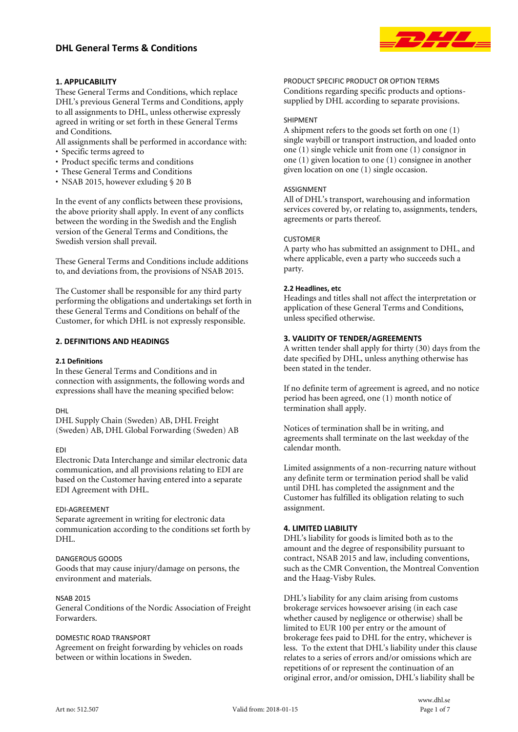# DHL General Terms & Conditions

## 1. APPLICABILITY

These General Terms and Conditions, which replace DHL's previous General Terms and Conditions, apply to all assignments to DHL, unless otherwise expressly agreed in writing or set forth in these General Terms and Conditions.

All assignments shall be performed in accordance with:

- Specific terms agreed to
- Product specific terms and conditions
- These General Terms and Conditions
- NSAB 2015, however exluding § 20 B

In the event of any conflicts between these provisions, the above priority shall apply. In event of any conflicts between the wording in the Swedish and the English version of the General Terms and Conditions, the Swedish version shall prevail.

These General Terms and Conditions include additions to, and deviations from, the provisions of NSAB 2015.

The Customer shall be responsible for any third party performing the obligations and undertakings set forth in these General Terms and Conditions on behalf of the Customer, for which DHL is not expressly responsible.

## 2. DEFINITIONS AND HEADINGS

### 2.1 Definitions

In these General Terms and Conditions and in connection with assignments, the following words and expressions shall have the meaning specified below:

DHL

DHL Supply Chain (Sweden) AB, DHL Freight (Sweden) AB, DHL Global Forwarding (Sweden) AB

EDI

Electronic Data Interchange and similar electronic data communication, and all provisions relating to EDI are based on the Customer having entered into a separate EDI Agreement with DHL.

EDI-AGREEMENT

Separate agreement in writing for electronic data communication according to the conditions set forth by DHL.

DANGEROUS GOODS

Goods that may cause injury/damage on persons, the environment and materials.

NSAB 2015

General Conditions of the Nordic Association of Freight Forwarders.

DOMESTIC ROAD TRANSPORT

Agreement on freight forwarding by vehicles on roads between or within locations in Sweden.

PRODUCT SPECIFIC PRODUCT OR OPTION TERMS

Conditions regarding specific products and options-supplied by DHL according to separate provisions.

SHIPMENT

A shipment refers to the goods set forth on one (1) single waybill or transport instruction, and loaded onto one (1) single vehicle unit from one (1) consignor in one (1) given location to one (1) consignee in another given location on one (1) single occasion.

ASSIGNMENT

All of DHL's transport, warehousing and information services covered by, or relating to, assignments, tenders, agreements or parts thereof.

CUSTOMER

A party who has submitted an assignment to DHL, and where applicable, even a party who succeeds such a party.

### 2.2 Headlines, etc

Headings and titles shall not affect the interpretation or application of these General Terms and Conditions, unless specified otherwise.

## 3. VALIDITY OF TENDER/AGREEMENTS

A written tender shall apply for thirty (30) days from the date specified by DHL, unless anything otherwise has been stated in the tender.

If no definite term of agreement is agreed, and no notice period has been agreed, one (1) month notice of termination shall apply.

Notices of termination shall be in writing, and agreements shall terminate on the last weekday of the calendar month.

Limited assignments of a non-recurring nature without any definite term or termination period shall be valid until DHL has completed the assignment and the Customer has fulfilled its obligation relating to such assignment.

## 4. LIMITED LIABILITY

DHL's liability for goods is limited both as to the amount and the degree of responsibility pursuant to contract, NSAB 2015 and law, including conventions, such as the CMR Convention, the Montreal Convention and the Haag-Visby Rules.

DHL's liability for any claim arising from customs brokerage services howsoever arising (in each case whether caused by negligence or otherwise) shall be limited to EUR 100 per entry or the amount of brokerage fees paid to DHL for the entry, whichever is less. To the extent that DHL's liability under this clause relates to a series of errors and/or omissions which are repetitions of or represent the continuation of an original error, and/or omission, DHL's liability shall be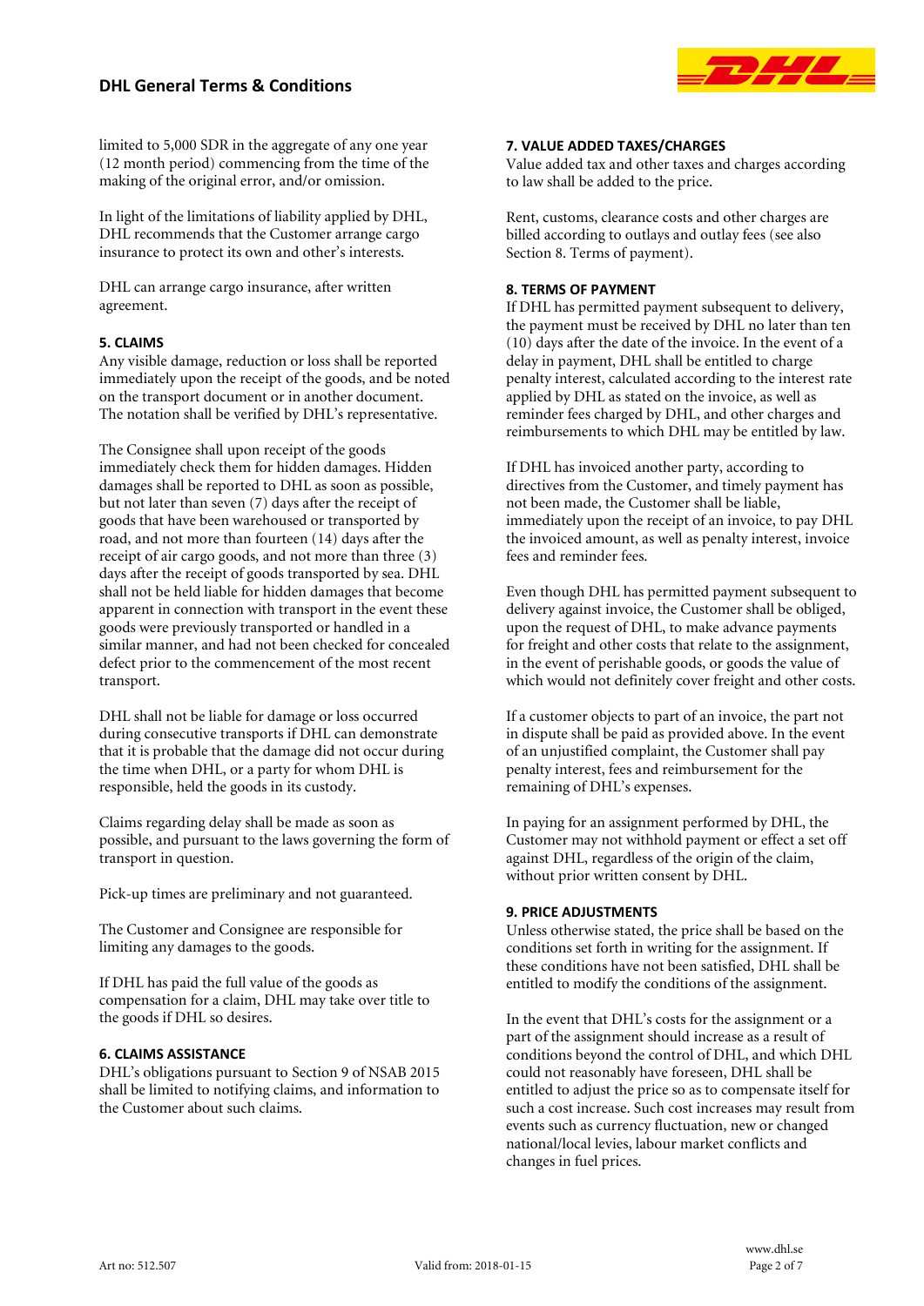limited to 5,000 SDR in the aggregate of any one year (12 month period) commencing from the time of the making of the original error, and/or omission.

In light of the limitations of liability applied by DHL, DHL recommends that the Customer arrange cargo insurance to protect its own and other's interests.

DHL can arrange cargo insurance, after written agreement.

### 5. CLAIMS

Any visible damage, reduction or loss shall be reported immediately upon the receipt of the goods, and be noted on the transport document or in another document. The notation shall be verified by DHL's representative.

The Consignee shall upon receipt of the goods immediately check them for hidden damages. Hidden damages shall be reported to DHL as soon as possible, but not later than seven (7) days after the receipt of goods that have been warehoused or transported by road, and not more than fourteen (14) days after the receipt of air cargo goods, and not more than three (3) days after the receipt of goods transported by sea. DHL shall not be held liable for hidden damages that become apparent in connection with transport in the event these goods were previously transported or handled in a similar manner, and had not been checked for concealed defect prior to the commencement of the most recent transport.

DHL shall not be liable for damage or loss occurred during consecutive transports if DHL can demonstrate that it is probable that the damage did not occur during the time when DHL, or a party for whom DHL is responsible, held the goods in its custody.

Claims regarding delay shall be made as soon as possible, and pursuant to the laws governing the form of transport in question.

Pick-up times are preliminary and not guaranteed.

The Customer and Consignee are responsible for limiting any damages to the goods.

If DHL has paid the full value of the goods as compensation for a claim, DHL may take over title to the goods if DHL so desires.

### 6. CLAIMS ASSISTANCE

DHL's obligations pursuant to Section 9 of NSAB 2015 shall be limited to notifying claims, and information to the Customer about such claims.

### 7. VALUE ADDED TAXES/CHARGES

Value added tax and other taxes and charges according to law shall be added to the price.

Rent, customs, clearance costs and other charges are billed according to outlays and outlay fees (see also Section 8. Terms of payment).

### 8. TERMS OF PAYMENT

If DHL has permitted payment subsequent to delivery, the payment must be received by DHL no later than ten (10) days after the date of the invoice. In the event of a delay in payment, DHL shall be entitled to charge penalty interest, calculated according to the interest rate applied by DHL as stated on the invoice, as well as reminder fees charged by DHL, and other charges and reimbursements to which DHL may be entitled by law.

If DHL has invoiced another party, according to directives from the Customer, and timely payment has not been made, the Customer shall be liable, immediately upon the receipt of an invoice, to pay DHL the invoiced amount, as well as penalty interest, invoice fees and reminder fees.

Even though DHL has permitted payment subsequent to delivery against invoice, the Customer shall be obliged, upon the request of DHL, to make advance payments for freight and other costs that relate to the assignment, in the event of perishable goods, or goods the value of which would not definitely cover freight and other costs.

If a customer objects to part of an invoice, the part not in dispute shall be paid as provided above. In the event of an unjustified complaint, the Customer shall pay penalty interest, fees and reimbursement for the remaining of DHL's expenses.

In paying for an assignment performed by DHL, the Customer may not withhold payment or effect a set off against DHL, regardless of the origin of the claim, without prior written consent by DHL.

### 9. PRICE ADJUSTMENTS

Unless otherwise stated, the price shall be based on the conditions set forth in writing for the assignment. If these conditions have not been satisfied, DHL shall be entitled to modify the conditions of the assignment.

In the event that DHL's costs for the assignment or a part of the assignment should increase as a result of conditions beyond the control of DHL, and which DHL could not reasonably have foreseen, DHL shall be entitled to adjust the price so as to compensate itself for such a cost increase. Such cost increases may result from events such as currency fluctuation, new or changed national/local levies, labour market conflicts and changes in fuel prices.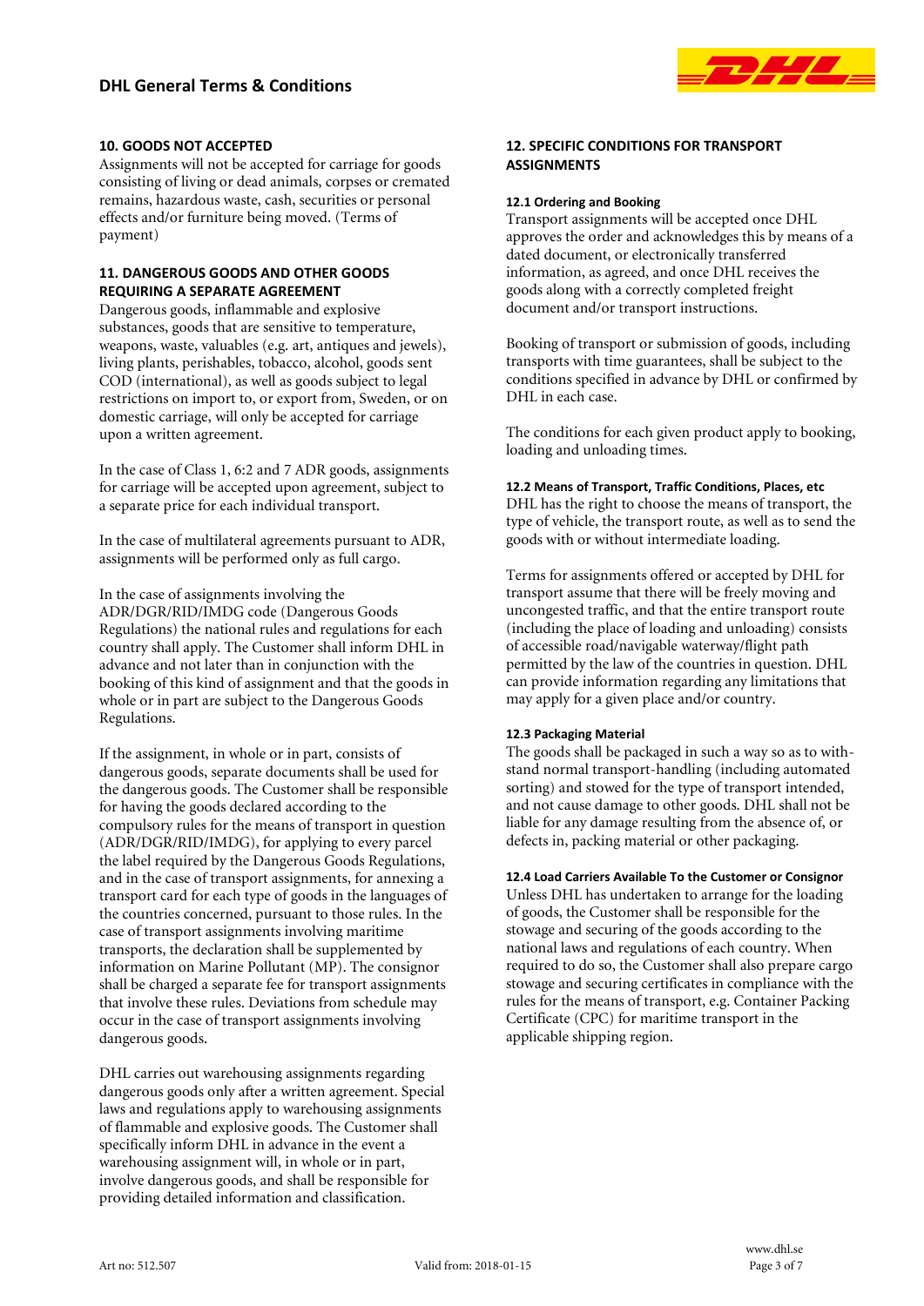## 10. GOODS NOT ACCEPTED

Assignments will not be accepted for carriage for goods consisting of living or dead animals, corpses or cremated remains, hazardous waste, cash, securities or personal effects and/or furniture being moved. (Terms of payment)

## 11. DANGEROUS GOODS AND OTHER GOODS REQUIRING A SEPARATE AGREEMENT

Dangerous goods, inflammable and explosive substances, goods that are sensitive to temperature, weapons, waste, valuables (e.g. art, antiques and jewels), living plants, perishables, tobacco, alcohol, goods sent COD (international), as well as goods subject to legal restrictions on import to, or export from, Sweden, or on domestic carriage, will only be accepted for carriage upon a written agreement.

In the case of Class 1, 6:2 and 7 ADR goods, assignments for carriage will be accepted upon agreement, subject to a separate price for each individual transport.

In the case of multilateral agreements pursuant to ADR, assignments will be performed only as full cargo.

In the case of assignments involving the ADR/DGR/RID/IMDG code (Dangerous Goods Regulations) the national rules and regulations for each country shall apply. The Customer shall inform DHL in advance and not later than in conjunction with the booking of this kind of assignment and that the goods in whole or in part are subject to the Dangerous Goods Regulations.

If the assignment, in whole or in part, consists of dangerous goods, separate documents shall be used for the dangerous goods. The Customer shall be responsible for having the goods declared according to the compulsory rules for the means of transport in question (ADR/DGR/RID/IMDG), for applying to every parcel the label required by the Dangerous Goods Regulations, and in the case of transport assignments, for annexing a transport card for each type of goods in the languages of the countries concerned, pursuant to those rules. In the case of transport assignments involving maritime transports, the declaration shall be supplemented by information on Marine Pollutant (MP). The consignor shall be charged a separate fee for transport assignments that involve these rules. Deviations from schedule may occur in the case of transport assignments involving dangerous goods.

DHL carries out warehousing assignments regarding dangerous goods only after a written agreement. Special laws and regulations apply to warehousing assignments of flammable and explosive goods. The Customer shall specifically inform DHL in advance in the event a warehousing assignment will, in whole or in part, involve dangerous goods, and shall be responsible for providing detailed information and classification.

## 12. SPECIFIC CONDITIONS FOR TRANSPORT ASSIGNMENTS

### 12.1 Ordering and Booking

Transport assignments will be accepted once DHL approves the order and acknowledges this by means of a dated document, or electronically transferred information, as agreed, and once DHL receives the goods along with a correctly completed freight document and/or transport instructions.

Booking of transport or submission of goods, including transports with time guarantees, shall be subject to the conditions specified in advance by DHL or confirmed by DHL in each case.

The conditions for each given product apply to booking, loading and unloading times.

### 12.2 Means of Transport, Traffic Conditions, Places, etc

DHL has the right to choose the means of transport, the type of vehicle, the transport route, as well as to send the goods with or without intermediate loading.

Terms for assignments offered or accepted by DHL for transport assume that there will be freely moving and uncongested traffic, and that the entire transport route (including the place of loading and unloading) consists of accessible road/navigable waterway/flight path permitted by the law of the countries in question. DHL can provide information regarding any limitations that may apply for a given place and/or country.

### 12.3 Packaging Material

The goods shall be packaged in such a way so as to with-stand normal transport-handling (including automated sorting) and stowed for the type of transport intended, and not cause damage to other goods. DHL shall not be liable for any damage resulting from the absence of, or defects in, packing material or other packaging.

### 12.4 Load Carriers Available To the Customer or Consignor

Unless DHL has undertaken to arrange for the loading of goods, the Customer shall be responsible for the stowage and securing of the goods according to the national laws and regulations of each country. When required to do so, the Customer shall also prepare cargo stowage and securing certificates in compliance with the rules for the means of transport, e.g. Container Packing Certificate (CPC) for maritime transport in the applicable shipping region.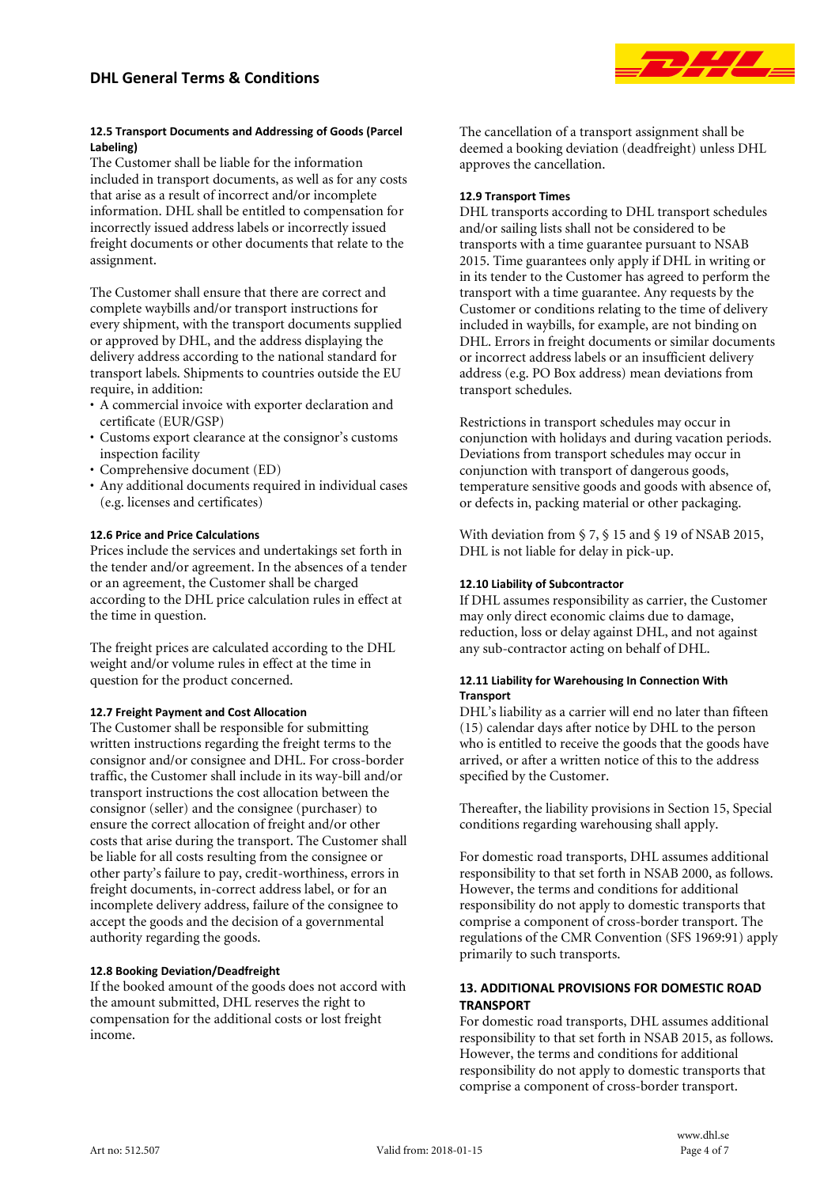#### 12.5 Transport Documents and Addressing of Goods (Parcel Labeling)

The Customer shall be liable for the information included in transport documents, as well as for any costs that arise as a result of incorrect and/or incomplete information. DHL shall be entitled to compensation for incorrectly issued address labels or incorrectly issued freight documents or other documents that relate to the assignment.

The Customer shall ensure that there are correct and complete waybills and/or transport instructions for every shipment, with the transport documents supplied or approved by DHL, and the address displaying the delivery address according to the national standard for transport labels. Shipments to countries outside the EU require, in addition:

- A commercial invoice with exporter declaration and certificate (EUR/GSP)
- Customs export clearance at the consignor's customs inspection facility
- Comprehensive document (ED)
- Any additional documents required in individual cases (e.g. licenses and certificates)

#### 12.6 Price and Price Calculations

Prices include the services and undertakings set forth in the tender and/or agreement. In the absences of a tender or an agreement, the Customer shall be charged according to the DHL price calculation rules in effect at the time in question.

The freight prices are calculated according to the DHL weight and/or volume rules in effect at the time in question for the product concerned.

#### 12.7 Freight Payment and Cost Allocation

The Customer shall be responsible for submitting written instructions regarding the freight terms to the consignor and/or consignee and DHL. For cross-border traffic, the Customer shall include in its way-bill and/or transport instructions the cost allocation between the consignor (seller) and the consignee (purchaser) to ensure the correct allocation of freight and/or other costs that arise during the transport. The Customer shall be liable for all costs resulting from the consignee or other party's failure to pay, credit-worthiness, errors in freight documents, in-correct address label, or for an incomplete delivery address, failure of the consignee to accept the goods and the decision of a governmental authority regarding the goods.

#### 12.8 Booking Deviation/Deadfreight

If the booked amount of the goods does not accord with the amount submitted, DHL reserves the right to compensation for the additional costs or lost freight income.

The cancellation of a transport assignment shall be deemed a booking deviation (deadfreight) unless DHL approves the cancellation.

#### 12.9 Transport Times

DHL transports according to DHL transport schedules and/or sailing lists shall not be considered to be transports with a time guarantee pursuant to NSAB 2015. Time guarantees only apply if DHL in writing or in its tender to the Customer has agreed to perform the transport with a time guarantee. Any requests by the Customer or conditions relating to the time of delivery included in waybills, for example, are not binding on DHL. Errors in freight documents or similar documents or incorrect address labels or an insufficient delivery address (e.g. PO Box address) mean deviations from transport schedules.

Restrictions in transport schedules may occur in conjunction with holidays and during vacation periods. Deviations from transport schedules may occur in conjunction with transport of dangerous goods, temperature sensitive goods and goods with absence of, or defects in, packing material or other packaging.

With deviation from § 7, § 15 and § 19 of NSAB 2015, DHL is not liable for delay in pick-up.

#### 12.10 Liability of Subcontractor

If DHL assumes responsibility as carrier, the Customer may only direct economic claims due to damage, reduction, loss or delay against DHL, and not against any sub-contractor acting on behalf of DHL.

#### 12.11 Liability for Warehousing In Connection With Transport

DHL's liability as a carrier will end no later than fifteen (15) calendar days after notice by DHL to the person who is entitled to receive the goods that the goods have arrived, or after a written notice of this to the address specified by the Customer.

Thereafter, the liability provisions in Section 15, Special conditions regarding warehousing shall apply.

For domestic road transports, DHL assumes additional responsibility to that set forth in NSAB 2000, as follows. However, the terms and conditions for additional responsibility do not apply to domestic transports that comprise a component of cross-border transport. The regulations of the CMR Convention (SFS 1969:91) apply primarily to such transports.

### 13. ADDITIONAL PROVISIONS FOR DOMESTIC ROAD TRANSPORT

For domestic road transports, DHL assumes additional responsibility to that set forth in NSAB 2015, as follows. However, the terms and conditions for additional responsibility do not apply to domestic transports that comprise a component of cross-border transport.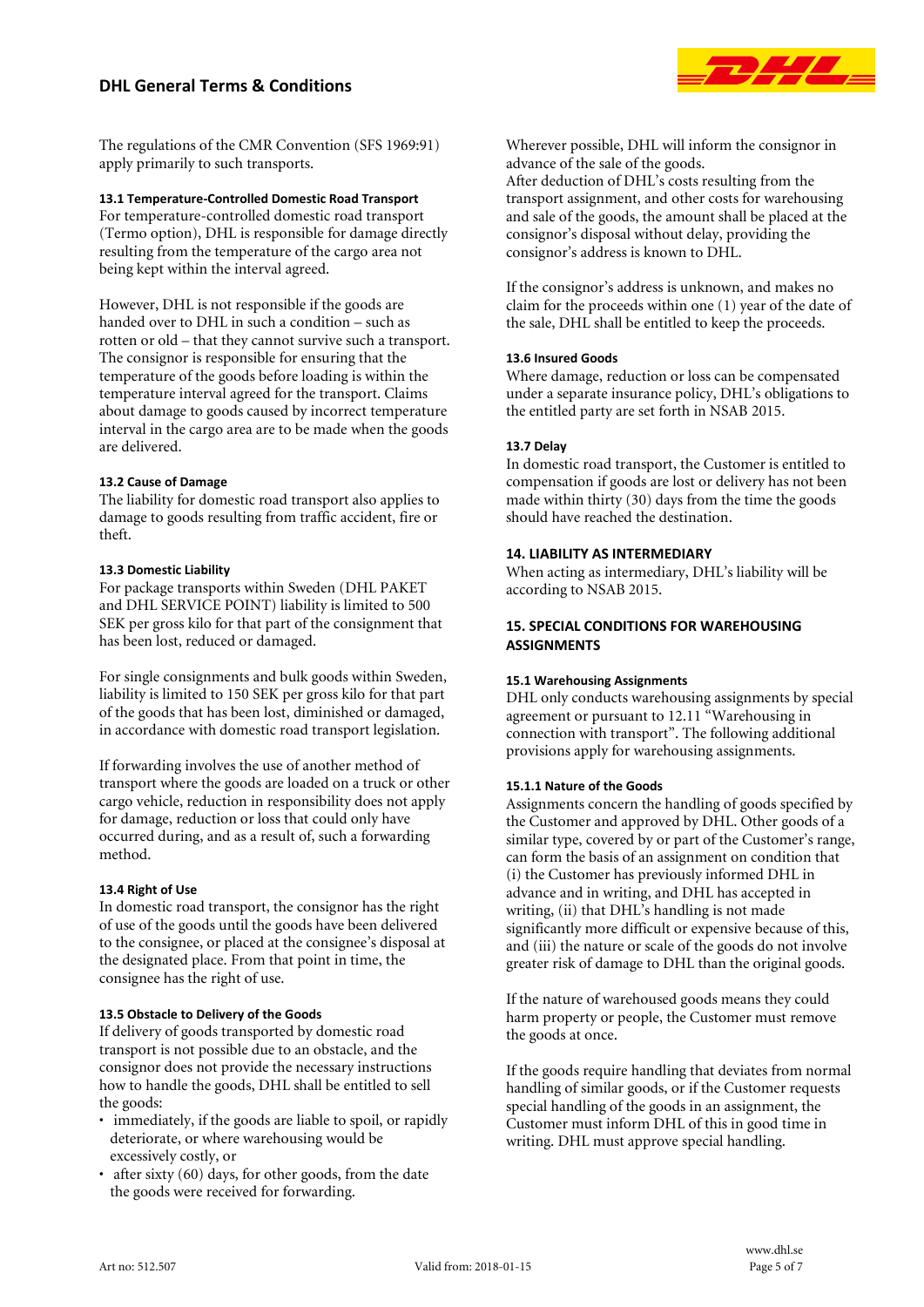The regulations of the CMR Convention (SFS 1969:91) apply primarily to such transports.

#### 13.1 Temperature-Controlled Domestic Road Transport

For temperature-controlled domestic road transport (Termo option), DHL is responsible for damage directly resulting from the temperature of the cargo area not being kept within the interval agreed.

However, DHL is not responsible if the goods are handed over to DHL in such a condition – such as rotten or old – that they cannot survive such a transport. The consignor is responsible for ensuring that the temperature of the goods before loading is within the temperature interval agreed for the transport. Claims about damage to goods caused by incorrect temperature interval in the cargo area are to be made when the goods are delivered.

#### 13.2 Cause of Damage

The liability for domestic road transport also applies to damage to goods resulting from traffic accident, fire or theft.

#### 13.3 Domestic Liability

For package transports within Sweden (DHL PAKET and DHL SERVICE POINT) liability is limited to 500 SEK per gross kilo for that part of the consignment that has been lost, reduced or damaged.

For single consignments and bulk goods within Sweden, liability is limited to 150 SEK per gross kilo for that part of the goods that has been lost, diminished or damaged, in accordance with domestic road transport legislation.

If forwarding involves the use of another method of transport where the goods are loaded on a truck or other cargo vehicle, reduction in responsibility does not apply for damage, reduction or loss that could only have occurred during, and as a result of, such a forwarding method.

#### 13.4 Right of Use

In domestic road transport, the consignor has the right of use of the goods until the goods have been delivered to the consignee, or placed at the consignee's disposal at the designated place. From that point in time, the consignee has the right of use.

#### 13.5 Obstacle to Delivery of the Goods

If delivery of goods transported by domestic road transport is not possible due to an obstacle, and the consignor does not provide the necessary instructions how to handle the goods, DHL shall be entitled to sell the goods:

- immediately, if the goods are liable to spoil, or rapidly deteriorate, or where warehousing would be excessively costly, or
- after sixty (60) days, for other goods, from the date the goods were received for forwarding.

Wherever possible, DHL will inform the consignor in advance of the sale of the goods.
After deduction of DHL's costs resulting from the transport assignment, and other costs for warehousing and sale of the goods, the amount shall be placed at the consignor's disposal without delay, providing the consignor's address is known to DHL.

If the consignor's address is unknown, and makes no claim for the proceeds within one (1) year of the date of the sale, DHL shall be entitled to keep the proceeds.

#### 13.6 Insured Goods

Where damage, reduction or loss can be compensated under a separate insurance policy, DHL's obligations to the entitled party are set forth in NSAB 2015.

#### 13.7 Delay

In domestic road transport, the Customer is entitled to compensation if goods are lost or delivery has not been made within thirty (30) days from the time the goods should have reached the destination.

### 14. LIABILITY AS INTERMEDIARY

When acting as intermediary, DHL's liability will be according to NSAB 2015.

### 15. SPECIAL CONDITIONS FOR WAREHOUSING ASSIGNMENTS

#### 15.1 Warehousing Assignments

DHL only conducts warehousing assignments by special agreement or pursuant to 12.11 "Warehousing in connection with transport". The following additional provisions apply for warehousing assignments.

#### 15.1.1 Nature of the Goods

Assignments concern the handling of goods specified by the Customer and approved by DHL. Other goods of a similar type, covered by or part of the Customer's range, can form the basis of an assignment on condition that (i) the Customer has previously informed DHL in advance and in writing, and DHL has accepted in writing, (ii) that DHL's handling is not made significantly more difficult or expensive because of this, and (iii) the nature or scale of the goods do not involve greater risk of damage to DHL than the original goods.

If the nature of warehoused goods means they could harm property or people, the Customer must remove the goods at once.

If the goods require handling that deviates from normal handling of similar goods, or if the Customer requests special handling of the goods in an assignment, the Customer must inform DHL of this in good time in writing. DHL must approve special handling.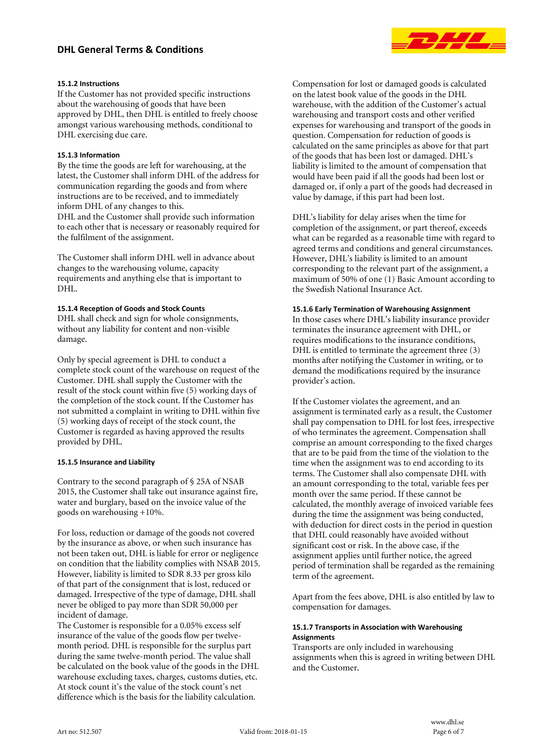#### 15.1.2 Instructions

If the Customer has not provided specific instructions about the warehousing of goods that have been approved by DHL, then DHL is entitled to freely choose amongst various warehousing methods, conditional to DHL exercising due care.

#### 15.1.3 Information

By the time the goods are left for warehousing, at the latest, the Customer shall inform DHL of the address for communication regarding the goods and from where instructions are to be received, and to immediately inform DHL of any changes to this.
DHL and the Customer shall provide such information to each other that is necessary or reasonably required for the fulfilment of the assignment.

The Customer shall inform DHL well in advance about changes to the warehousing volume, capacity requirements and anything else that is important to DHL.

#### 15.1.4 Reception of Goods and Stock Counts

DHL shall check and sign for whole consignments, without any liability for content and non-visible damage.

Only by special agreement is DHL to conduct a complete stock count of the warehouse on request of the Customer. DHL shall supply the Customer with the result of the stock count within five (5) working days of the completion of the stock count. If the Customer has not submitted a complaint in writing to DHL within five (5) working days of receipt of the stock count, the Customer is regarded as having approved the results provided by DHL.

#### 15.1.5 Insurance and Liability

Contrary to the second paragraph of § 25A of NSAB 2015, the Customer shall take out insurance against fire, water and burglary, based on the invoice value of the goods on warehousing +10%.

For loss, reduction or damage of the goods not covered by the insurance as above, or when such insurance has not been taken out, DHL is liable for error or negligence on condition that the liability complies with NSAB 2015. However, liability is limited to SDR 8.33 per gross kilo of that part of the consignment that is lost, reduced or damaged. Irrespective of the type of damage, DHL shall never be obliged to pay more than SDR 50,000 per incident of damage.
The Customer is responsible for a 0.05% excess self insurance of the value of the goods flow per twelve-month period. DHL is responsible for the surplus part during the same twelve-month period. The value shall be calculated on the book value of the goods in the DHL warehouse excluding taxes, charges, customs duties, etc. At stock count it's the value of the stock count's net difference which is the basis for the liability calculation.

Compensation for lost or damaged goods is calculated on the latest book value of the goods in the DHL warehouse, with the addition of the Customer's actual warehousing and transport costs and other verified expenses for warehousing and transport of the goods in question. Compensation for reduction of goods is calculated on the same principles as above for that part of the goods that has been lost or damaged. DHL's liability is limited to the amount of compensation that would have been paid if all the goods had been lost or damaged or, if only a part of the goods had decreased in value by damage, if this part had been lost.

DHL's liability for delay arises when the time for completion of the assignment, or part thereof, exceeds what can be regarded as a reasonable time with regard to agreed terms and conditions and general circumstances. However, DHL's liability is limited to an amount corresponding to the relevant part of the assignment, a maximum of 50% of one (1) Basic Amount according to the Swedish National Insurance Act.

#### 15.1.6 Early Termination of Warehousing Assignment

In those cases where DHL's liability insurance provider terminates the insurance agreement with DHL, or requires modifications to the insurance conditions, DHL is entitled to terminate the agreement three (3) months after notifying the Customer in writing, or to demand the modifications required by the insurance provider's action.

If the Customer violates the agreement, and an assignment is terminated early as a result, the Customer shall pay compensation to DHL for lost fees, irrespective of who terminates the agreement. Compensation shall comprise an amount corresponding to the fixed charges that are to be paid from the time of the violation to the time when the assignment was to end according to its terms. The Customer shall also compensate DHL with an amount corresponding to the total, variable fees per month over the same period. If these cannot be calculated, the monthly average of invoiced variable fees during the time the assignment was being conducted, with deduction for direct costs in the period in question that DHL could reasonably have avoided without significant cost or risk. In the above case, if the assignment applies until further notice, the agreed period of termination shall be regarded as the remaining term of the agreement.

Apart from the fees above, DHL is also entitled by law to compensation for damages.

#### 15.1.7 Transports in Association with Warehousing Assignments

Transports are only included in warehousing assignments when this is agreed in writing between DHL and the Customer.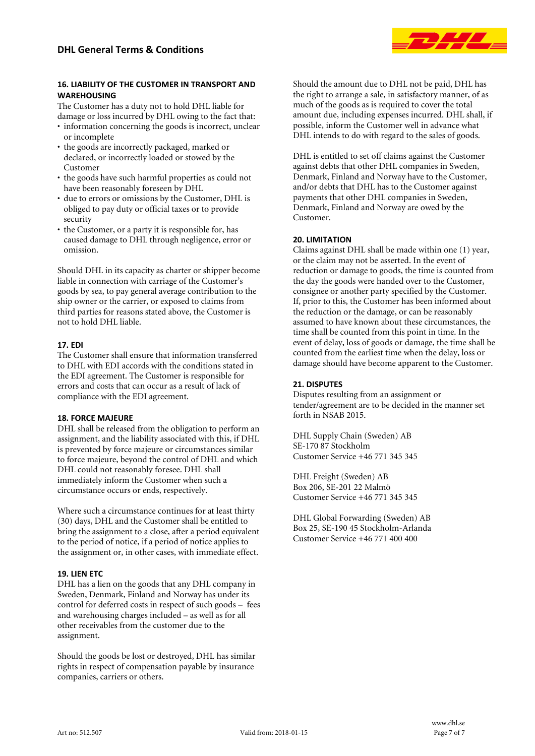### 16. LIABILITY OF THE CUSTOMER IN TRANSPORT AND WAREHOUSING

The Customer has a duty not to hold DHL liable for damage or loss incurred by DHL owing to the fact that:

- information concerning the goods is incorrect, unclear or incomplete
- the goods are incorrectly packaged, marked or declared, or incorrectly loaded or stowed by the Customer
- the goods have such harmful properties as could not have been reasonably foreseen by DHL
- due to errors or omissions by the Customer, DHL is obliged to pay duty or official taxes or to provide security
- the Customer, or a party it is responsible for, has caused damage to DHL through negligence, error or omission.

Should DHL in its capacity as charter or shipper become liable in connection with carriage of the Customer's goods by sea, to pay general average contribution to the ship owner or the carrier, or exposed to claims from third parties for reasons stated above, the Customer is not to hold DHL liable.

### 17. EDI

The Customer shall ensure that information transferred to DHL with EDI accords with the conditions stated in the EDI agreement. The Customer is responsible for errors and costs that can occur as a result of lack of compliance with the EDI agreement.

### 18. FORCE MAJEURE

DHL shall be released from the obligation to perform an assignment, and the liability associated with this, if DHL is prevented by force majeure or circumstances similar to force majeure, beyond the control of DHL and which DHL could not reasonably foresee. DHL shall immediately inform the Customer when such a circumstance occurs or ends, respectively.

Where such a circumstance continues for at least thirty (30) days, DHL and the Customer shall be entitled to bring the assignment to a close, after a period equivalent to the period of notice, if a period of notice applies to the assignment or, in other cases, with immediate effect.

### 19. LIEN ETC

DHL has a lien on the goods that any DHL company in Sweden, Denmark, Finland and Norway has under its control for deferred costs in respect of such goods – fees and warehousing charges included – as well as for all other receivables from the customer due to the assignment.

Should the goods be lost or destroyed, DHL has similar rights in respect of compensation payable by insurance companies, carriers or others.

Should the amount due to DHL not be paid, DHL has the right to arrange a sale, in satisfactory manner, of as much of the goods as is required to cover the total amount due, including expenses incurred. DHL shall, if possible, inform the Customer well in advance what DHL intends to do with regard to the sales of goods.

DHL is entitled to set off claims against the Customer against debts that other DHL companies in Sweden, Denmark, Finland and Norway have to the Customer, and/or debts that DHL has to the Customer against payments that other DHL companies in Sweden, Denmark, Finland and Norway are owed by the Customer.

### 20. LIMITATION

Claims against DHL shall be made within one (1) year, or the claim may not be asserted. In the event of reduction or damage to goods, the time is counted from the day the goods were handed over to the Customer, consignee or another party specified by the Customer. If, prior to this, the Customer has been informed about the reduction or the damage, or can be reasonably assumed to have known about these circumstances, the time shall be counted from this point in time. In the event of delay, loss of goods or damage, the time shall be counted from the earliest time when the delay, loss or damage should have become apparent to the Customer.

### 21. DISPUTES

Disputes resulting from an assignment or tender/agreement are to be decided in the manner set forth in NSAB 2015.

DHL Supply Chain (Sweden) AB
SE-170 87 Stockholm
Customer Service +46 771 345 345

DHL Freight (Sweden) AB
Box 206, SE-201 22 Malmö
Customer Service +46 771 345 345

DHL Global Forwarding (Sweden) AB
Box 25, SE-190 45 Stockholm-Arlanda
Customer Service +46 771 400 400